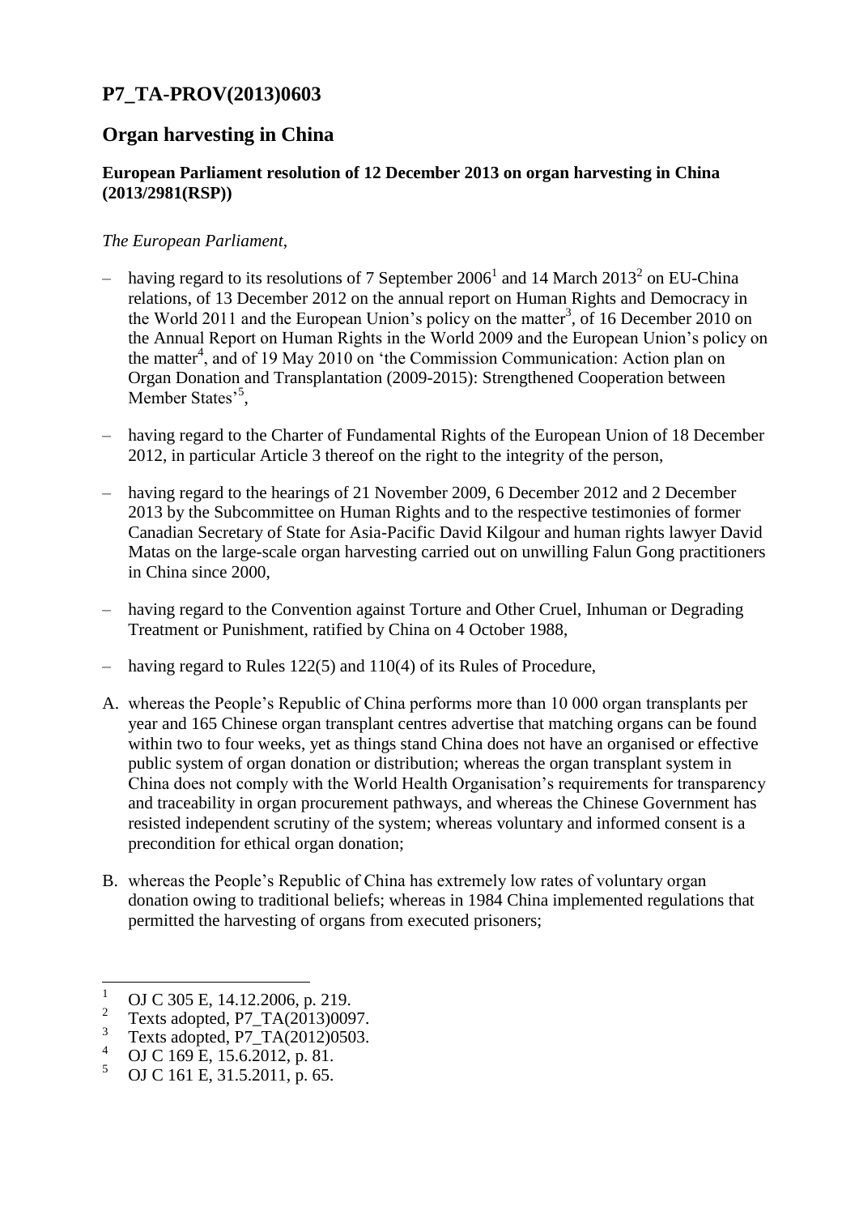# P7_TA-PROV(2013)0603

## Organ harvesting in China

### European Parliament resolution of 12 December 2013 on organ harvesting in China (2013/2981(RSP))

*The European Parliament*,

– having regard to its resolutions of 7 September 2006[1] and 14 March 2013[2] on EU-China relations, of 13 December 2012 on the annual report on Human Rights and Democracy in the World 2011 and the European Union's policy on the matter[3], of 16 December 2010 on the Annual Report on Human Rights in the World 2009 and the European Union's policy on the matter[4], and of 19 May 2010 on 'the Commission Communication: Action plan on Organ Donation and Transplantation (2009-2015): Strengthened Cooperation between Member States'[5],

– having regard to the Charter of Fundamental Rights of the European Union of 18 December 2012, in particular Article 3 thereof on the right to the integrity of the person,

– having regard to the hearings of 21 November 2009, 6 December 2012 and 2 December 2013 by the Subcommittee on Human Rights and to the respective testimonies of former Canadian Secretary of State for Asia-Pacific David Kilgour and human rights lawyer David Matas on the large-scale organ harvesting carried out on unwilling Falun Gong practitioners in China since 2000,

– having regard to the Convention against Torture and Other Cruel, Inhuman or Degrading Treatment or Punishment, ratified by China on 4 October 1988,

– having regard to Rules 122(5) and 110(4) of its Rules of Procedure,

A. whereas the People's Republic of China performs more than 10 000 organ transplants per year and 165 Chinese organ transplant centres advertise that matching organs can be found within two to four weeks, yet as things stand China does not have an organised or effective public system of organ donation or distribution; whereas the organ transplant system in China does not comply with the World Health Organisation's requirements for transparency and traceability in organ procurement pathways, and whereas the Chinese Government has resisted independent scrutiny of the system; whereas voluntary and informed consent is a precondition for ethical organ donation;

B. whereas the People's Republic of China has extremely low rates of voluntary organ donation owing to traditional beliefs; whereas in 1984 China implemented regulations that permitted the harvesting of organs from executed prisoners;

---

1 OJ C 305 E, 14.12.2006, p. 219.
2 Texts adopted, P7_TA(2013)0097.
3 Texts adopted, P7_TA(2012)0503.
4 OJ C 169 E, 15.6.2012, p. 81.
5 OJ C 161 E, 31.5.2011, p. 65.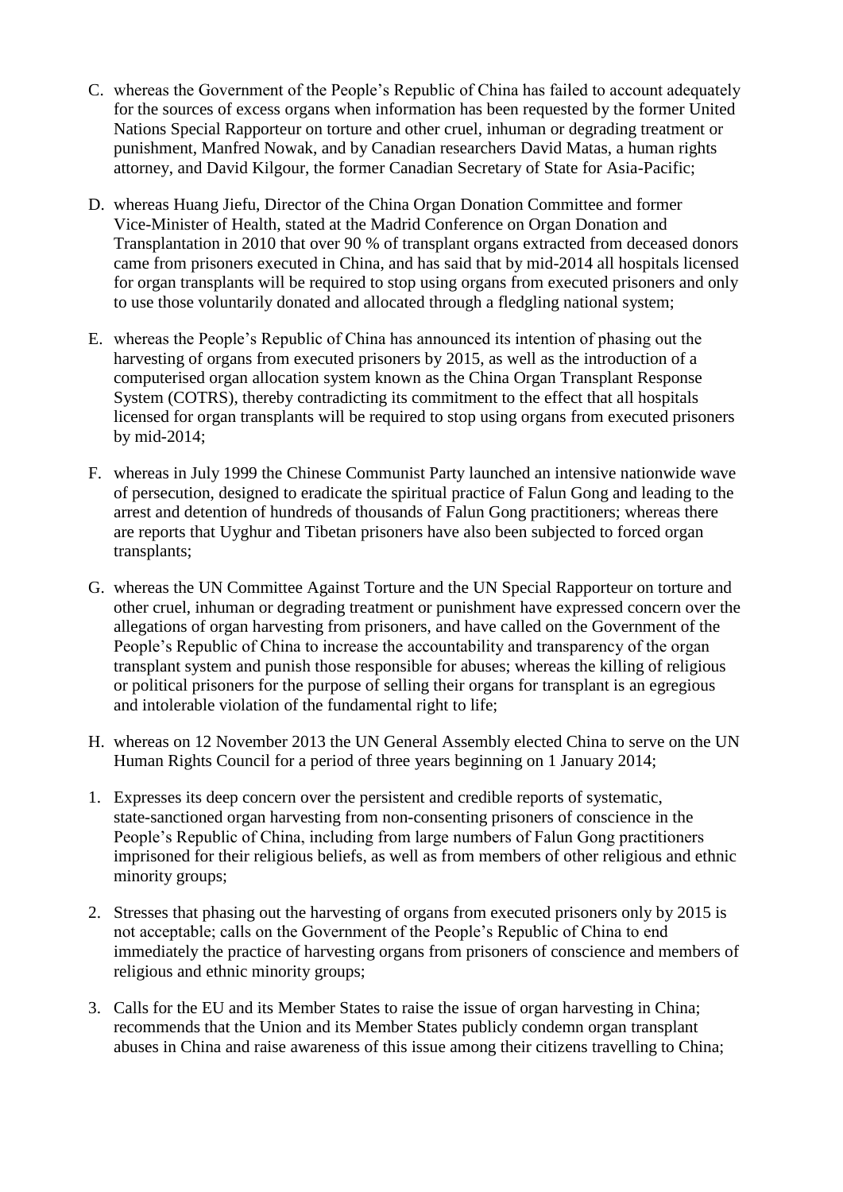C. whereas the Government of the People's Republic of China has failed to account adequately for the sources of excess organs when information has been requested by the former United Nations Special Rapporteur on torture and other cruel, inhuman or degrading treatment or punishment, Manfred Nowak, and by Canadian researchers David Matas, a human rights attorney, and David Kilgour, the former Canadian Secretary of State for Asia-Pacific;

D. whereas Huang Jiefu, Director of the China Organ Donation Committee and former Vice-Minister of Health, stated at the Madrid Conference on Organ Donation and Transplantation in 2010 that over 90 % of transplant organs extracted from deceased donors came from prisoners executed in China, and has said that by mid-2014 all hospitals licensed for organ transplants will be required to stop using organs from executed prisoners and only to use those voluntarily donated and allocated through a fledgling national system;

E. whereas the People's Republic of China has announced its intention of phasing out the harvesting of organs from executed prisoners by 2015, as well as the introduction of a computerised organ allocation system known as the China Organ Transplant Response System (COTRS), thereby contradicting its commitment to the effect that all hospitals licensed for organ transplants will be required to stop using organs from executed prisoners by mid-2014;

F. whereas in July 1999 the Chinese Communist Party launched an intensive nationwide wave of persecution, designed to eradicate the spiritual practice of Falun Gong and leading to the arrest and detention of hundreds of thousands of Falun Gong practitioners; whereas there are reports that Uyghur and Tibetan prisoners have also been subjected to forced organ transplants;

G. whereas the UN Committee Against Torture and the UN Special Rapporteur on torture and other cruel, inhuman or degrading treatment or punishment have expressed concern over the allegations of organ harvesting from prisoners, and have called on the Government of the People's Republic of China to increase the accountability and transparency of the organ transplant system and punish those responsible for abuses; whereas the killing of religious or political prisoners for the purpose of selling their organs for transplant is an egregious and intolerable violation of the fundamental right to life;

H. whereas on 12 November 2013 the UN General Assembly elected China to serve on the UN Human Rights Council for a period of three years beginning on 1 January 2014;

1. Expresses its deep concern over the persistent and credible reports of systematic, state-sanctioned organ harvesting from non-consenting prisoners of conscience in the People's Republic of China, including from large numbers of Falun Gong practitioners imprisoned for their religious beliefs, as well as from members of other religious and ethnic minority groups;

2. Stresses that phasing out the harvesting of organs from executed prisoners only by 2015 is not acceptable; calls on the Government of the People's Republic of China to end immediately the practice of harvesting organs from prisoners of conscience and members of religious and ethnic minority groups;

3. Calls for the EU and its Member States to raise the issue of organ harvesting in China; recommends that the Union and its Member States publicly condemn organ transplant abuses in China and raise awareness of this issue among their citizens travelling to China;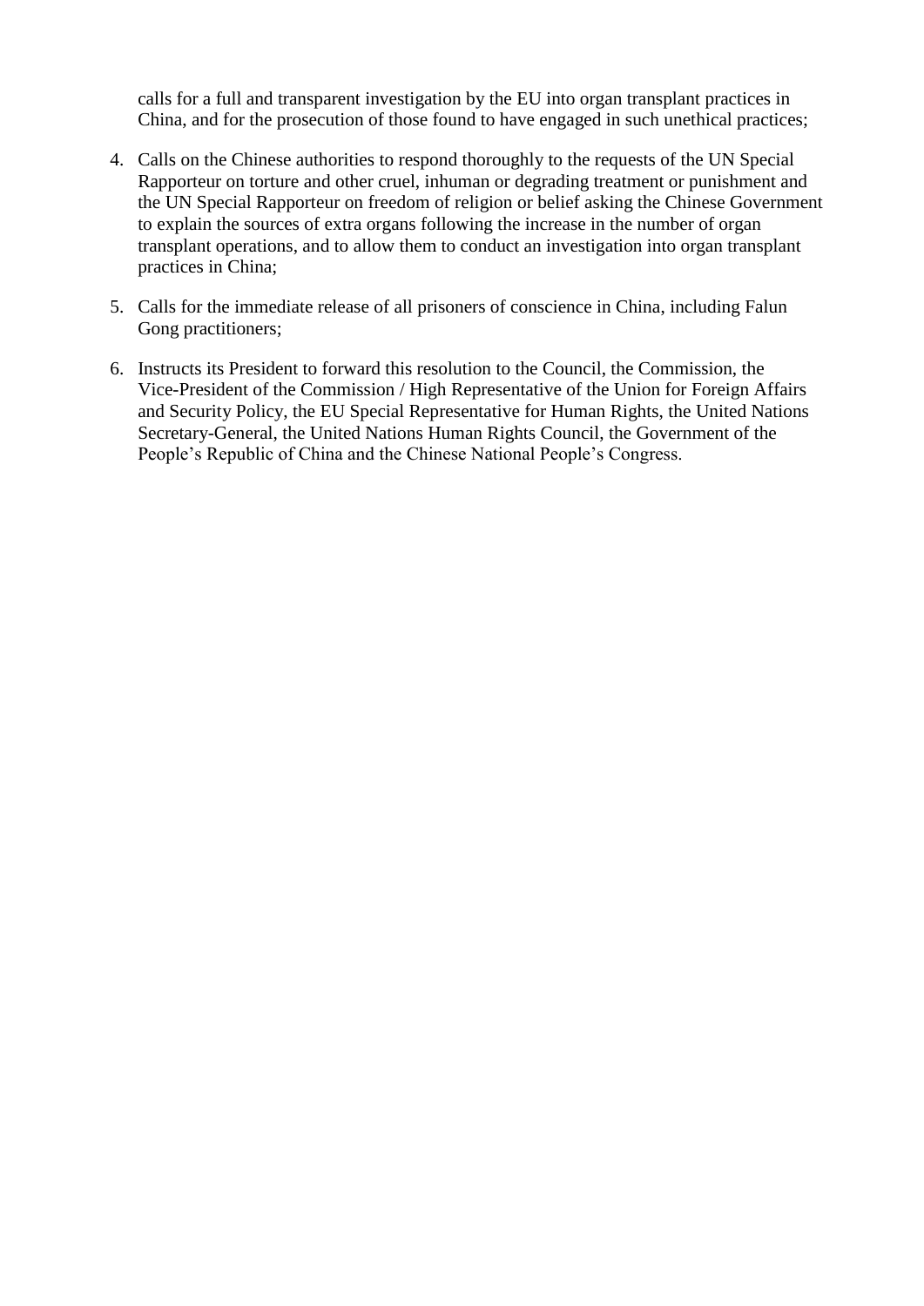calls for a full and transparent investigation by the EU into organ transplant practices in China, and for the prosecution of those found to have engaged in such unethical practices;

4. Calls on the Chinese authorities to respond thoroughly to the requests of the UN Special Rapporteur on torture and other cruel, inhuman or degrading treatment or punishment and the UN Special Rapporteur on freedom of religion or belief asking the Chinese Government to explain the sources of extra organs following the increase in the number of organ transplant operations, and to allow them to conduct an investigation into organ transplant practices in China;

5. Calls for the immediate release of all prisoners of conscience in China, including Falun Gong practitioners;

6. Instructs its President to forward this resolution to the Council, the Commission, the Vice-President of the Commission / High Representative of the Union for Foreign Affairs and Security Policy, the EU Special Representative for Human Rights, the United Nations Secretary-General, the United Nations Human Rights Council, the Government of the People's Republic of China and the Chinese National People's Congress.